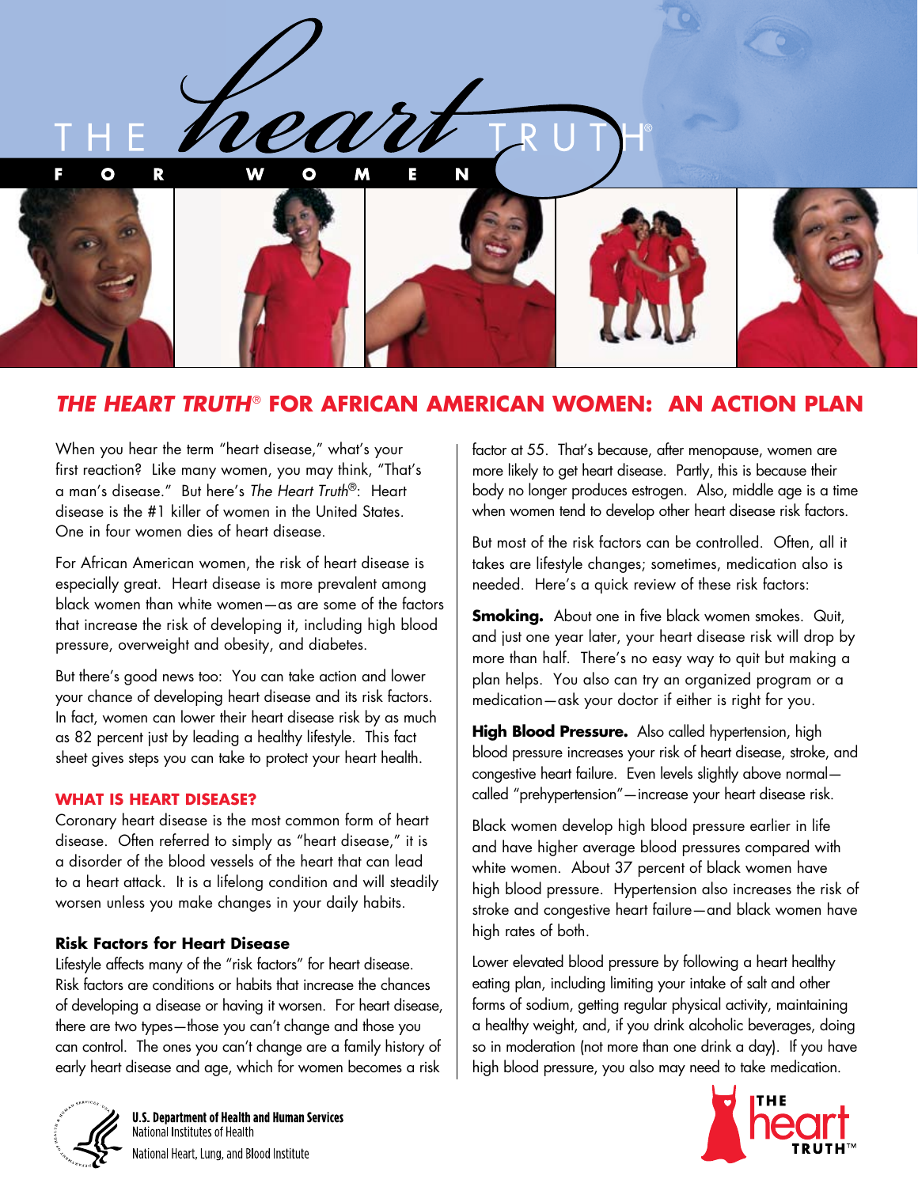# THE HEART TRUTH® FOR AFRICAN AMERICAN WOMEN: AN ACTION PLAN

When you hear the term "heart disease," what's your first reaction? Like many women, you may think, "That's a man's disease." But here's *The Heart Truth*®: Heart disease is the #1 killer of women in the United States. One in four women dies of heart disease.

For African American women, the risk of heart disease is especially great. Heart disease is more prevalent among black women than white women—as are some of the factors that increase the risk of developing it, including high blood pressure, overweight and obesity, and diabetes.

But there's good news too: You can take action and lower your chance of developing heart disease and its risk factors. In fact, women can lower their heart disease risk by as much as 82 percent just by leading a healthy lifestyle. This fact sheet gives steps you can take to protect your heart health.

## WHAT IS HEART DISEASE?

Coronary heart disease is the most common form of heart disease. Often referred to simply as "heart disease," it is a disorder of the blood vessels of the heart that can lead to a heart attack. It is a lifelong condition and will steadily worsen unless you make changes in your daily habits.

### Risk Factors for Heart Disease

Lifestyle affects many of the "risk factors" for heart disease. Risk factors are conditions or habits that increase the chances of developing a disease or having it worsen. For heart disease, there are two types—those you can't change and those you can control. The ones you can't change are a family history of early heart disease and age, which for women becomes a risk factor at 55. That's because, after menopause, women are more likely to get heart disease. Partly, this is because their body no longer produces estrogen. Also, middle age is a time when women tend to develop other heart disease risk factors.

But most of the risk factors can be controlled. Often, all it takes are lifestyle changes; sometimes, medication also is needed. Here's a quick review of these risk factors:

**Smoking.** About one in five black women smokes. Quit, and just one year later, your heart disease risk will drop by more than half. There's no easy way to quit but making a plan helps. You also can try an organized program or a medication—ask your doctor if either is right for you.

**High Blood Pressure.** Also called hypertension, high blood pressure increases your risk of heart disease, stroke, and congestive heart failure. Even levels slightly above normal—called "prehypertension"—increase your heart disease risk.

Black women develop high blood pressure earlier in life and have higher average blood pressures compared with white women. About 37 percent of black women have high blood pressure. Hypertension also increases the risk of stroke and congestive heart failure—and black women have high rates of both.

Lower elevated blood pressure by following a heart healthy eating plan, including limiting your intake of salt and other forms of sodium, getting regular physical activity, maintaining a healthy weight, and, if you drink alcoholic beverages, doing so in moderation (not more than one drink a day). If you have high blood pressure, you also may need to take medication.

U.S. Department of Health and Human Services
National Institutes of Health
National Heart, Lung, and Blood Institute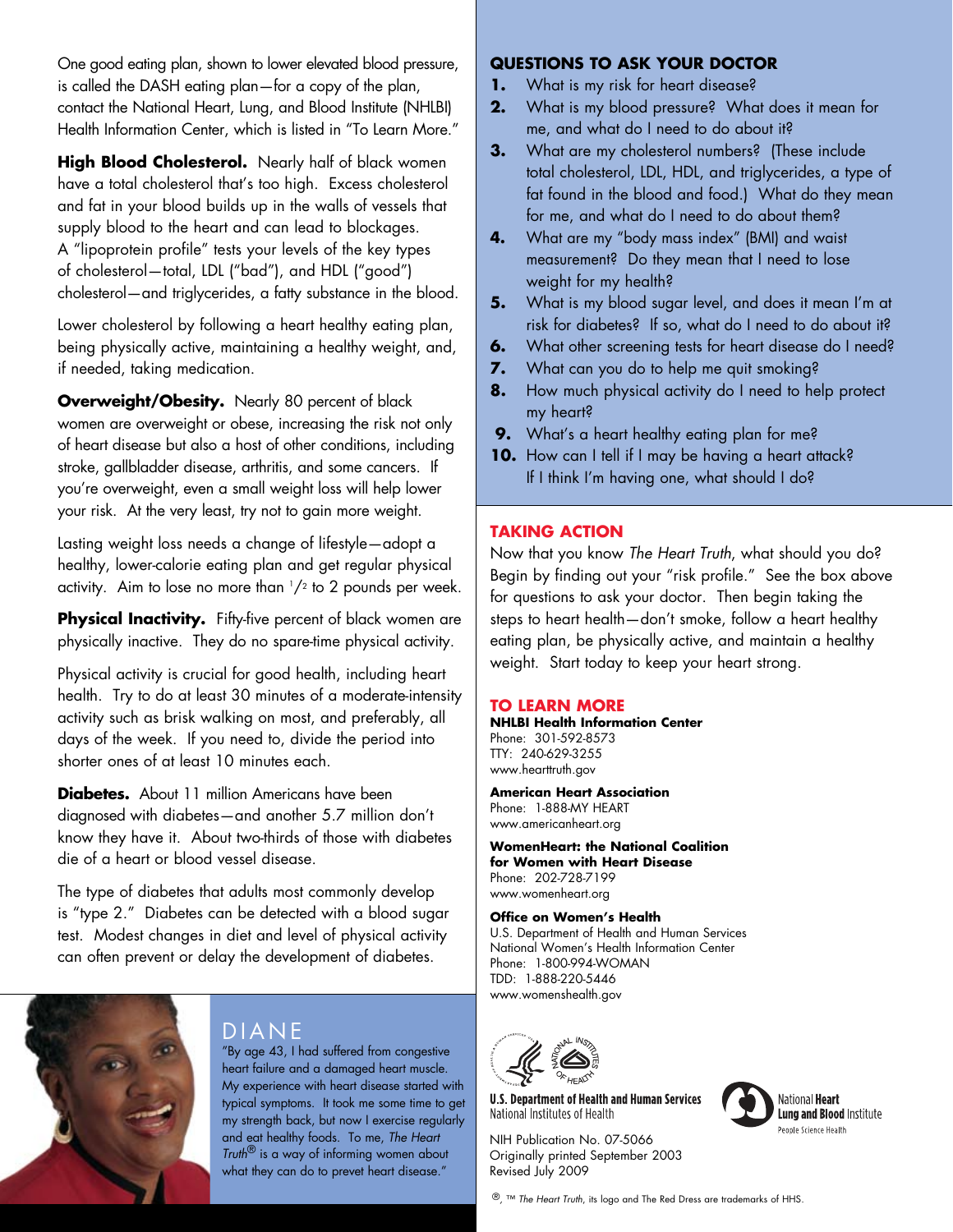One good eating plan, shown to lower elevated blood pressure, is called the DASH eating plan—for a copy of the plan, contact the National Heart, Lung, and Blood Institute (NHLBI) Health Information Center, which is listed in "To Learn More."

**High Blood Cholesterol.** Nearly half of black women have a total cholesterol that's too high. Excess cholesterol and fat in your blood builds up in the walls of vessels that supply blood to the heart and can lead to blockages. A "lipoprotein profile" tests your levels of the key types of cholesterol—total, LDL ("bad"), and HDL ("good") cholesterol—and triglycerides, a fatty substance in the blood.

Lower cholesterol by following a heart healthy eating plan, being physically active, maintaining a healthy weight, and, if needed, taking medication.

**Overweight/Obesity.** Nearly 80 percent of black women are overweight or obese, increasing the risk not only of heart disease but also a host of other conditions, including stroke, gallbladder disease, arthritis, and some cancers. If you're overweight, even a small weight loss will help lower your risk. At the very least, try not to gain more weight.

Lasting weight loss needs a change of lifestyle—adopt a healthy, lower-calorie eating plan and get regular physical activity. Aim to lose no more than 1/2 to 2 pounds per week.

**Physical Inactivity.** Fifty-five percent of black women are physically inactive. They do no spare-time physical activity.

Physical activity is crucial for good health, including heart health. Try to do at least 30 minutes of a moderate-intensity activity such as brisk walking on most, and preferably, all days of the week. If you need to, divide the period into shorter ones of at least 10 minutes each.

**Diabetes.** About 11 million Americans have been diagnosed with diabetes—and another 5.7 million don't know they have it. About two-thirds of those with diabetes die of a heart or blood vessel disease.

The type of diabetes that adults most commonly develop is "type 2." Diabetes can be detected with a blood sugar test. Modest changes in diet and level of physical activity can often prevent or delay the development of diabetes.

## DIANE

"By age 43, I had suffered from congestive heart failure and a damaged heart muscle. My experience with heart disease started with typical symptoms. It took me some time to get my strength back, but now I exercise regularly and eat healthy foods. To me, *The Heart Truth*® is a way of informing women about what they can do to prevet heart disease."

## QUESTIONS TO ASK YOUR DOCTOR

1. What is my risk for heart disease?
2. What is my blood pressure? What does it mean for me, and what do I need to do about it?
3. What are my cholesterol numbers? (These include total cholesterol, LDL, HDL, and triglycerides, a type of fat found in the blood and food.) What do they mean for me, and what do I need to do about them?
4. What are my "body mass index" (BMI) and waist measurement? Do they mean that I need to lose weight for my health?
5. What is my blood sugar level, and does it mean I'm at risk for diabetes? If so, what do I need to do about it?
6. What other screening tests for heart disease do I need?
7. What can you do to help me quit smoking?
8. How much physical activity do I need to help protect my heart?
9. What's a heart healthy eating plan for me?
10. How can I tell if I may be having a heart attack? If I think I'm having one, what should I do?

## TAKING ACTION

Now that you know *The Heart Truth*, what should you do? Begin by finding out your "risk profile." See the box above for questions to ask your doctor. Then begin taking the steps to heart health—don't smoke, follow a heart healthy eating plan, be physically active, and maintain a healthy weight. Start today to keep your heart strong.

## TO LEARN MORE

**NHLBI Health Information Center**
Phone: 301-592-8573
TTY: 240-629-3255
www.hearttruth.gov

**American Heart Association**
Phone: 1-888-MY HEART
www.americanheart.org

**WomenHeart: the National Coalition for Women with Heart Disease**
Phone: 202-728-7199
www.womenheart.org

**Office on Women's Health**
U.S. Department of Health and Human Services
National Women's Health Information Center
Phone: 1-800-994-WOMAN
TDD: 1-888-220-5446
www.womenshealth.gov

**U.S. Department of Health and Human Services**
National Institutes of Health

National **Heart Lung and Blood** Institute
People Science Health

NIH Publication No. 07-5066
Originally printed September 2003
Revised July 2009

®, ™ *The Heart Truth*, its logo and The Red Dress are trademarks of HHS.